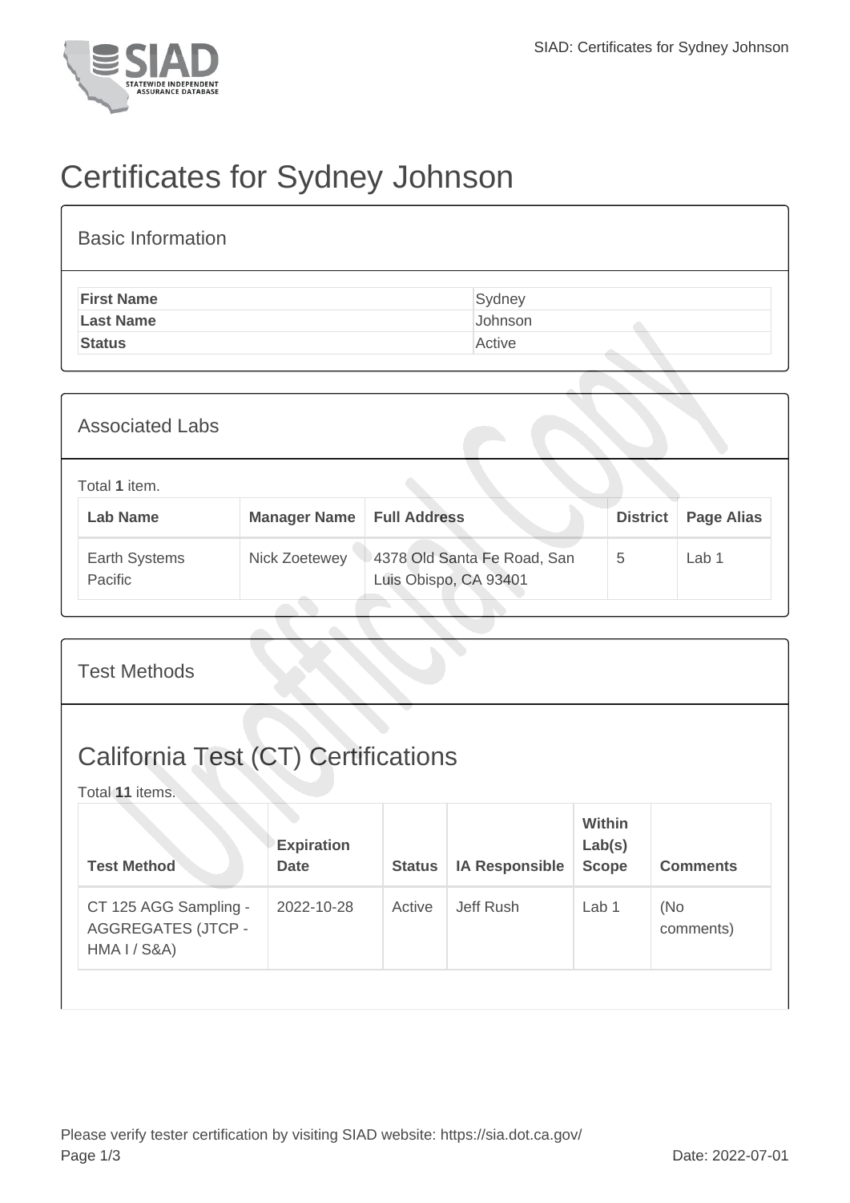# Certificates for Sydney Johnson

## Basic Information

| | |
|---|---|
| **First Name** | Sydney |
| **Last Name** | Johnson |
| **Status** | Active |

## Associated Labs

Total **1** item.

| Lab Name | Manager Name | Full Address | District | Page Alias |
|---|---|---|---|---|
| Earth Systems Pacific | Nick Zoetewey | 4378 Old Santa Fe Road, San Luis Obispo, CA 93401 | 5 | Lab 1 |

## Test Methods

## California Test (CT) Certifications

Total **11** items.

| Test Method | Expiration Date | Status | IA Responsible | Within Lab(s) Scope | Comments |
|---|---|---|---|---|---|
| CT 125 AGG Sampling - AGGREGATES (JTCP - HMA I / S&A) | 2022-10-28 | Active | Jeff Rush | Lab 1 | (No comments) |

Please verify tester certification by visiting SIAD website: https://sia.dot.ca.gov/

Date: 2022-07-01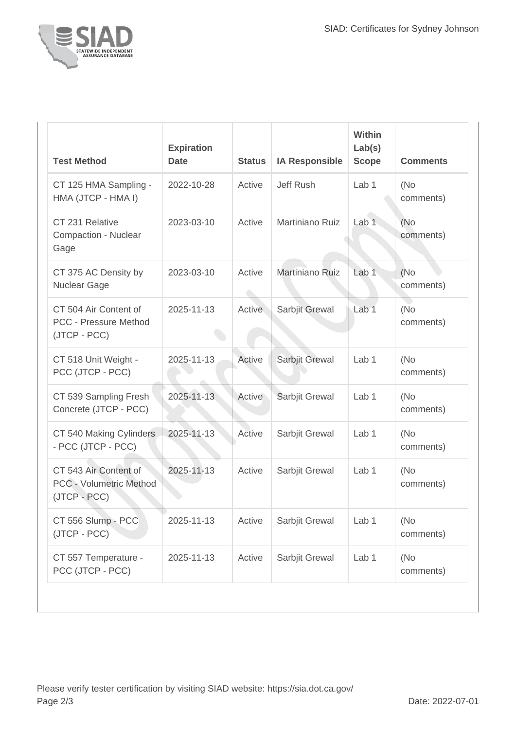| Test Method | Expiration Date | Status | IA Responsible | Within Lab(s) Scope | Comments |
|---|---|---|---|---|---|
| CT 125 HMA Sampling - HMA (JTCP - HMA I) | 2022-10-28 | Active | Jeff Rush | Lab 1 | (No comments) |
| CT 231 Relative Compaction - Nuclear Gage | 2023-03-10 | Active | Martiniano Ruiz | Lab 1 | (No comments) |
| CT 375 AC Density by Nuclear Gage | 2023-03-10 | Active | Martiniano Ruiz | Lab 1 | (No comments) |
| CT 504 Air Content of PCC - Pressure Method (JTCP - PCC) | 2025-11-13 | Active | Sarbjit Grewal | Lab 1 | (No comments) |
| CT 518 Unit Weight - PCC (JTCP - PCC) | 2025-11-13 | Active | Sarbjit Grewal | Lab 1 | (No comments) |
| CT 539 Sampling Fresh Concrete (JTCP - PCC) | 2025-11-13 | Active | Sarbjit Grewal | Lab 1 | (No comments) |
| CT 540 Making Cylinders - PCC (JTCP - PCC) | 2025-11-13 | Active | Sarbjit Grewal | Lab 1 | (No comments) |
| CT 543 Air Content of PCC - Volumetric Method (JTCP - PCC) | 2025-11-13 | Active | Sarbjit Grewal | Lab 1 | (No comments) |
| CT 556 Slump - PCC (JTCP - PCC) | 2025-11-13 | Active | Sarbjit Grewal | Lab 1 | (No comments) |
| CT 557 Temperature - PCC (JTCP - PCC) | 2025-11-13 | Active | Sarbjit Grewal | Lab 1 | (No comments) |

Please verify tester certification by visiting SIAD website: https://sia.dot.ca.gov/

Date: 2022-07-01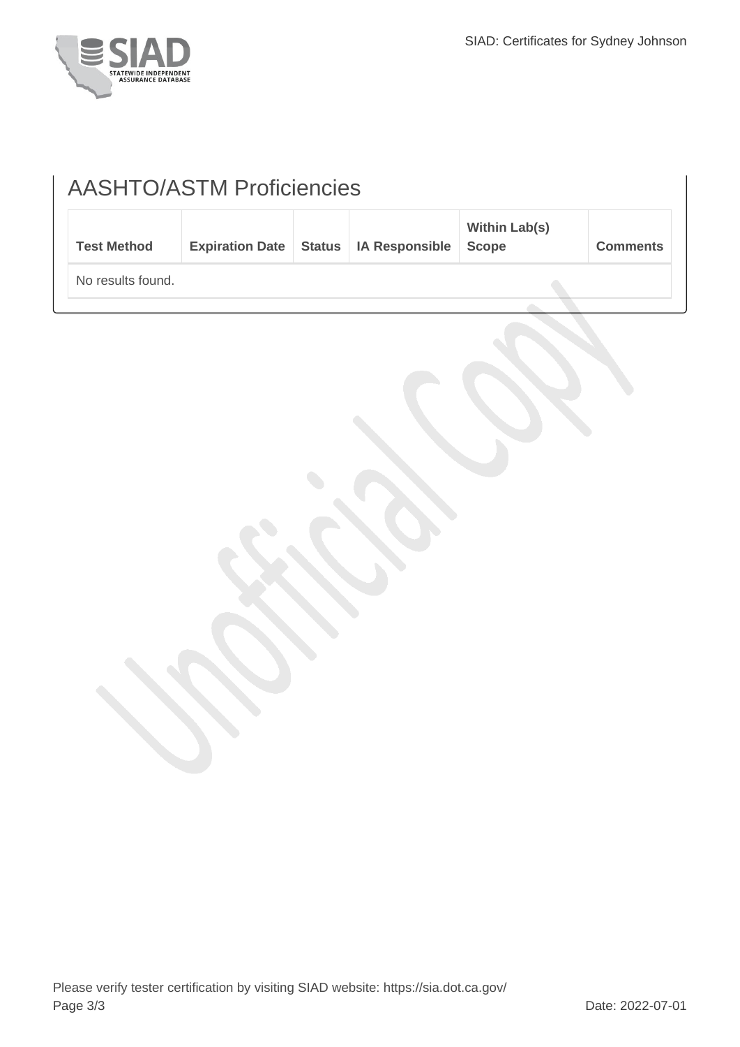## AASHTO/ASTM Proficiencies

| Test Method | Expiration Date | Status | IA Responsible | Within Lab(s) Scope | Comments |
|---|---|---|---|---|---|
| No results found. | | | | | |

Please verify tester certification by visiting SIAD website: https://sia.dot.ca.gov/

Date: 2022-07-01